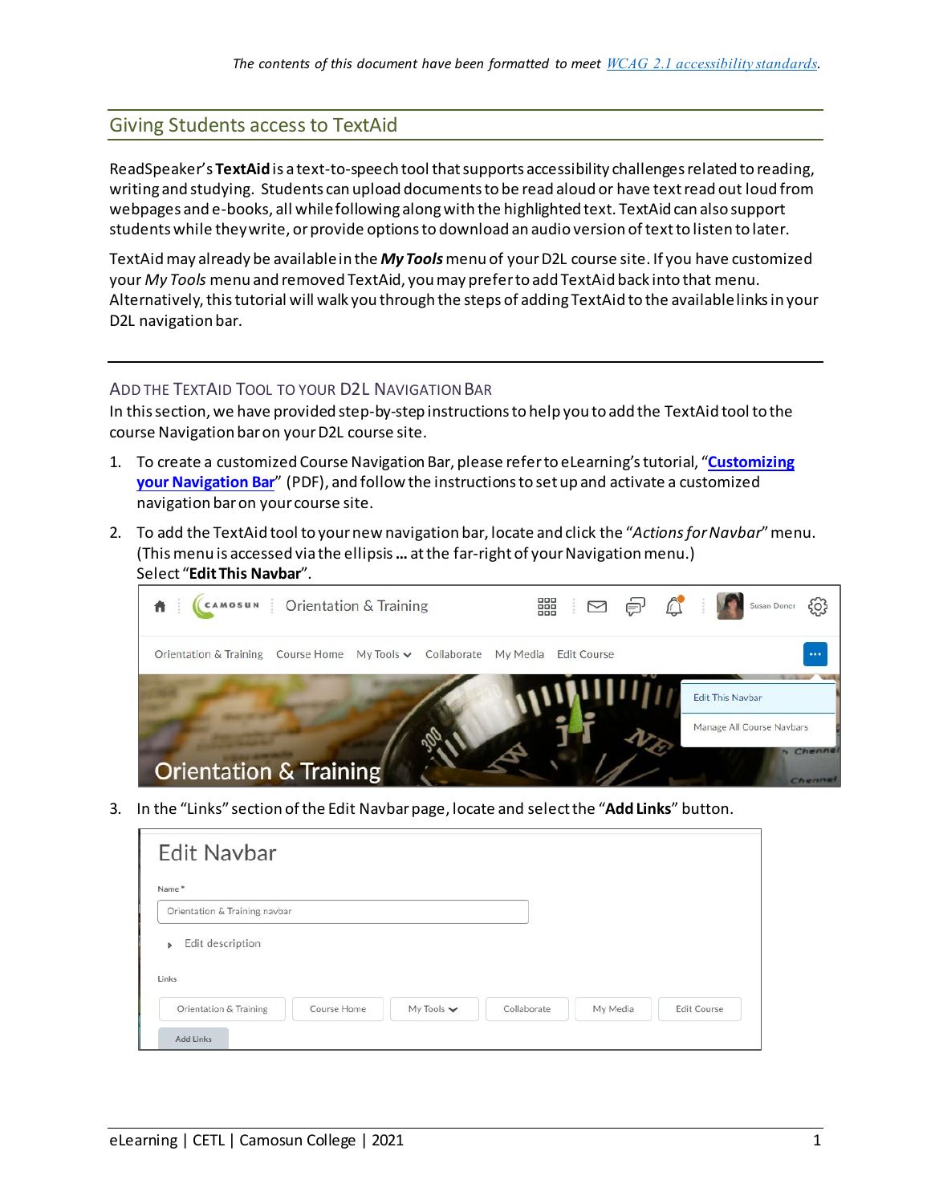*The contents of this document have been formatted to meet [WCAG 2.1 accessibility standards](#).*

## Giving Students access to TextAid

ReadSpeaker's **TextAid** is a text-to-speech tool that supports accessibility challenges related to reading, writing and studying. Students can upload documents to be read aloud or have text read out loud from webpages and e-books, all while following along with the highlighted text. TextAid can also support students while they write, or provide options to download an audio version of text to listen to later.

TextAid may already be available in the ***My Tools*** menu of your D2L course site. If you have customized your *My Tools* menu and removed TextAid, you may prefer to add TextAid back into that menu. Alternatively, this tutorial will walk you through the steps of adding TextAid to the available links in your D2L navigation bar.

---

### Add the TextAid Tool to your D2L Navigation Bar

In this section, we have provided step-by-step instructions to help you to add the TextAid tool to the course Navigation bar on your D2L course site.

1. To create a customized Course Navigation Bar, please refer to eLearning's tutorial, "**[Customizing your Navigation Bar](#)**" (PDF), and follow the instructions to set up and activate a customized navigation bar on your course site.
2. To add the TextAid tool to your new navigation bar, locate and click the "*Actions for Navbar*" menu. (This menu is accessed via the ellipsis **…** at the far-right of your Navigation menu.) Select "**Edit This Navbar**".
3. In the "Links" section of the Edit Navbar page, locate and select the "**Add Links**" button.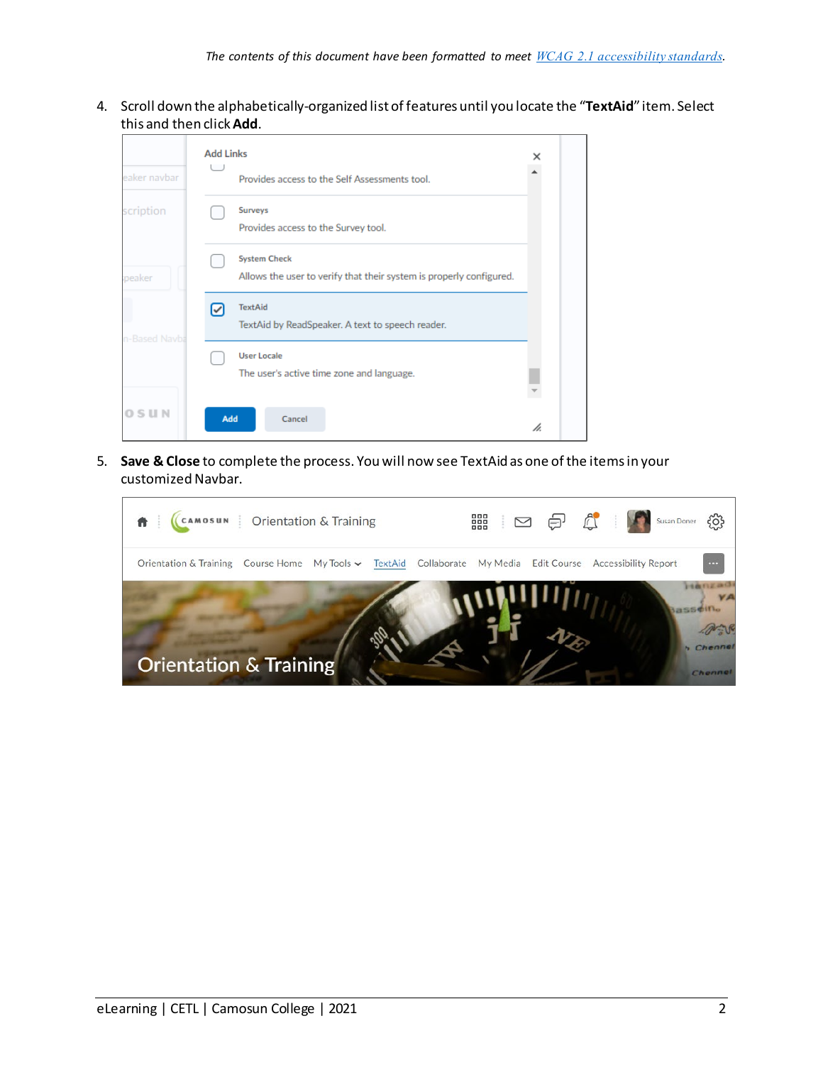4. Scroll down the alphabetically-organized list of features until you locate the "**TextAid**" item. Select this and then click **Add**.

5. **Save & Close** to complete the process. You will now see TextAid as one of the items in your customized Navbar.